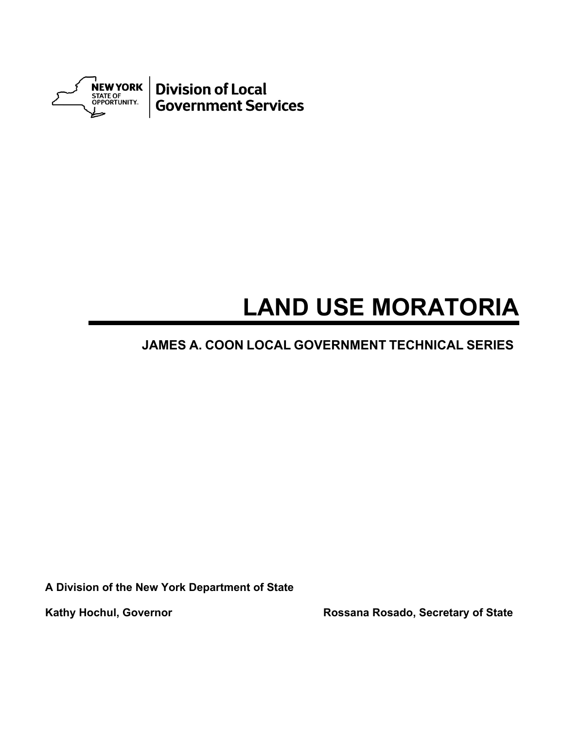NEW YORK STATE OF OPPORTUNITY. | Division of Local Government Services

# LAND USE MORATORIA

## JAMES A. COON LOCAL GOVERNMENT TECHNICAL SERIES

**A Division of the New York Department of State**

**Kathy Hochul, Governor** **Rossana Rosado, Secretary of State**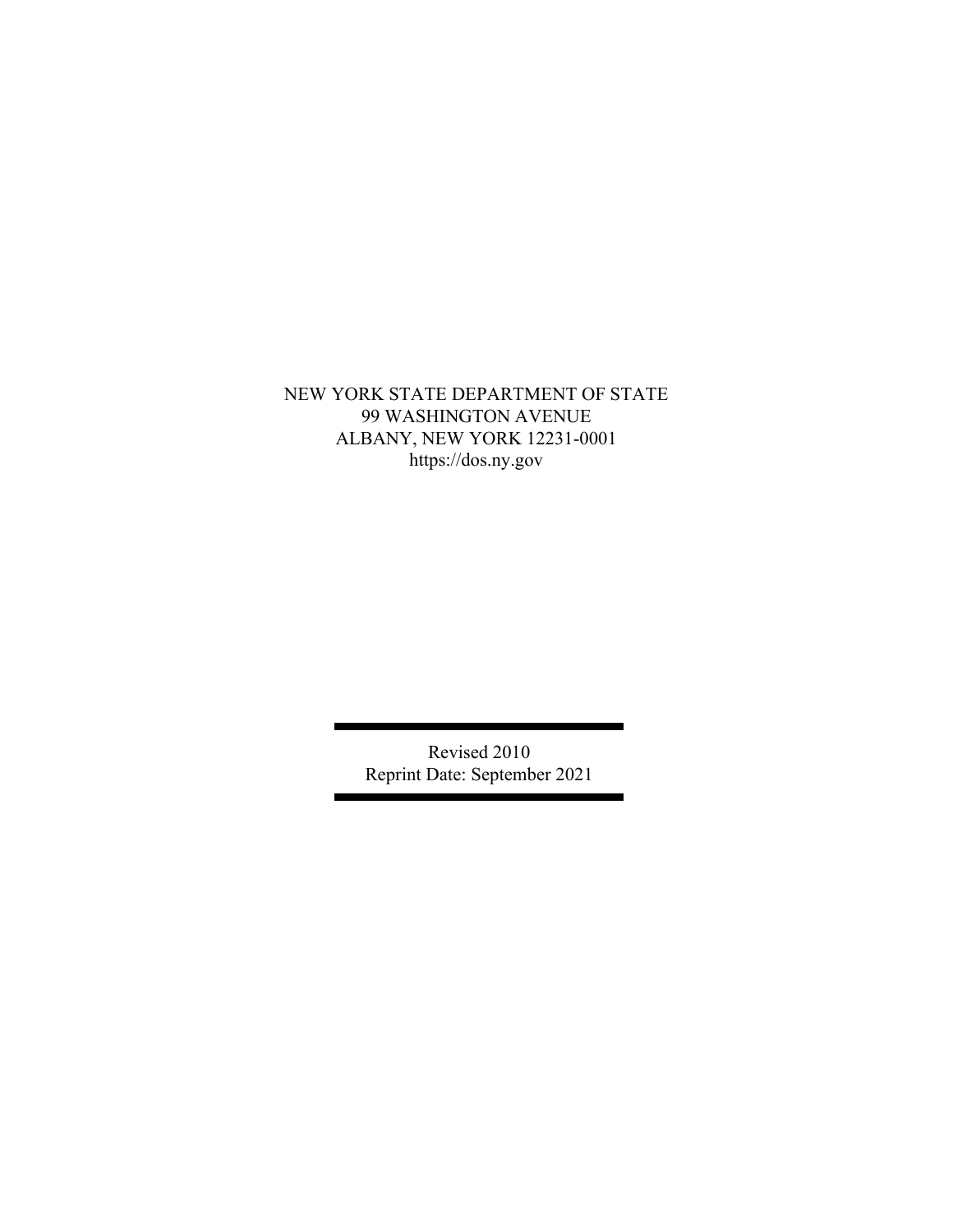NEW YORK STATE DEPARTMENT OF STATE
99 WASHINGTON AVENUE
ALBANY, NEW YORK 12231-0001
https://dos.ny.gov

---

Revised 2010
Reprint Date: September 2021

---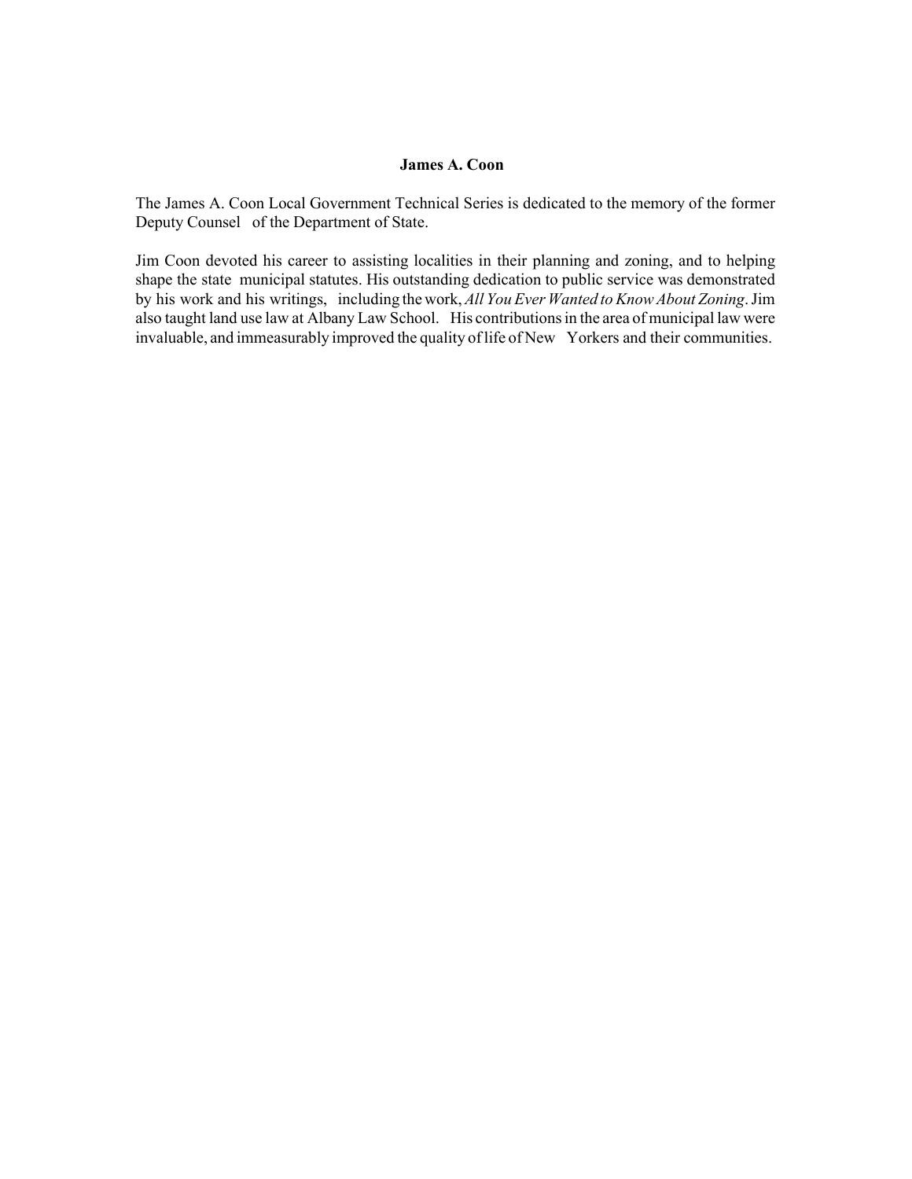## James A. Coon

The James A. Coon Local Government Technical Series is dedicated to the memory of the former Deputy Counsel of the Department of State.

Jim Coon devoted his career to assisting localities in their planning and zoning, and to helping shape the state municipal statutes. His outstanding dedication to public service was demonstrated by his work and his writings, including the work, *All You Ever Wanted to Know About Zoning*. Jim also taught land use law at Albany Law School. His contributions in the area of municipal law were invaluable, and immeasurably improved the quality of life of New Yorkers and their communities.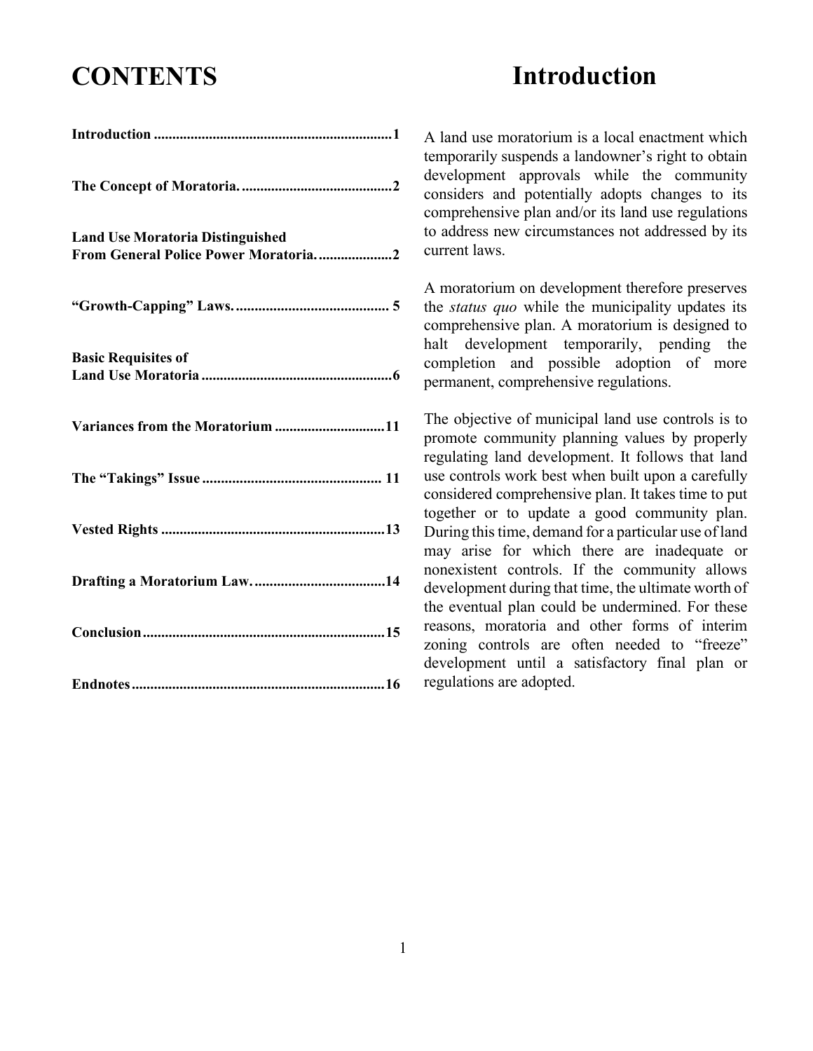# CONTENTS

**Introduction** .......... **1**

**The Concept of Moratoria.** .......... **2**

**Land Use Moratoria Distinguished From General Police Power Moratoria.** .......... **2**

**"Growth-Capping" Laws.** .......... **5**

**Basic Requisites of Land Use Moratoria** .......... **6**

**Variances from the Moratorium** .......... **11**

**The "Takings" Issue** .......... **11**

**Vested Rights** .......... **13**

**Drafting a Moratorium Law.** .......... **14**

**Conclusion** .......... **15**

**Endnotes** .......... **16**

# Introduction

A land use moratorium is a local enactment which temporarily suspends a landowner's right to obtain development approvals while the community considers and potentially adopts changes to its comprehensive plan and/or its land use regulations to address new circumstances not addressed by its current laws.

A moratorium on development therefore preserves the *status quo* while the municipality updates its comprehensive plan. A moratorium is designed to halt development temporarily, pending the completion and possible adoption of more permanent, comprehensive regulations.

The objective of municipal land use controls is to promote community planning values by properly regulating land development. It follows that land use controls work best when built upon a carefully considered comprehensive plan. It takes time to put together or to update a good community plan. During this time, demand for a particular use of land may arise for which there are inadequate or nonexistent controls. If the community allows development during that time, the ultimate worth of the eventual plan could be undermined. For these reasons, moratoria and other forms of interim zoning controls are often needed to "freeze" development until a satisfactory final plan or regulations are adopted.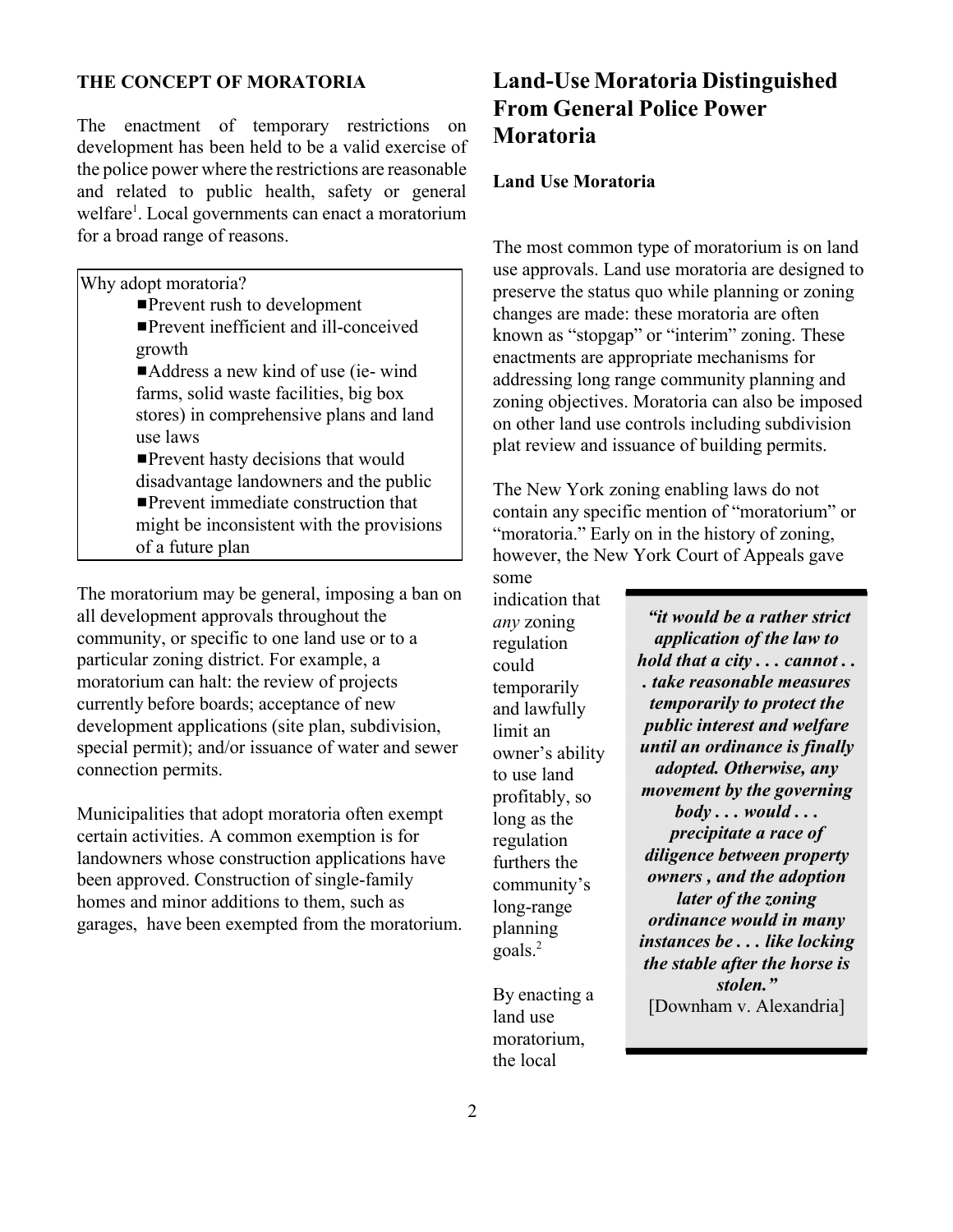## THE CONCEPT OF MORATORIA

The enactment of temporary restrictions on development has been held to be a valid exercise of the police power where the restrictions are reasonable and related to public health, safety or general welfare[1]. Local governments can enact a moratorium for a broad range of reasons.

> Why adopt moratoria?
> - Prevent rush to development
> - Prevent inefficient and ill-conceived growth
> - Address a new kind of use (ie- wind farms, solid waste facilities, big box stores) in comprehensive plans and land use laws
> - Prevent hasty decisions that would disadvantage landowners and the public
> - Prevent immediate construction that might be inconsistent with the provisions of a future plan

The moratorium may be general, imposing a ban on all development approvals throughout the community, or specific to one land use or to a particular zoning district. For example, a moratorium can halt: the review of projects currently before boards; acceptance of new development applications (site plan, subdivision, special permit); and/or issuance of water and sewer connection permits.

Municipalities that adopt moratoria often exempt certain activities. A common exemption is for landowners whose construction applications have been approved. Construction of single-family homes and minor additions to them, such as garages, have been exempted from the moratorium.

# Land-Use Moratoria Distinguished From General Police Power Moratoria

### Land Use Moratoria

The most common type of moratorium is on land use approvals. Land use moratoria are designed to preserve the status quo while planning or zoning changes are made: these moratoria are often known as "stopgap" or "interim" zoning. These enactments are appropriate mechanisms for addressing long range community planning and zoning objectives. Moratoria can also be imposed on other land use controls including subdivision plat review and issuance of building permits.

The New York zoning enabling laws do not contain any specific mention of "moratorium" or "moratoria." Early on in the history of zoning, however, the New York Court of Appeals gave some indication that *any* zoning regulation could temporarily and lawfully limit an owner's ability to use land profitably, so long as the regulation furthers the community's long-range planning goals.[2]

> ***"it would be a rather strict application of the law to hold that a city . . . cannot . . . take reasonable measures temporarily to protect the public interest and welfare until an ordinance is finally adopted. Otherwise, any movement by the governing body . . . would . . . precipitate a race of diligence between property owners , and the adoption later of the zoning ordinance would in many instances be . . . like locking the stable after the horse is stolen."***
> [Downham v. Alexandria]

By enacting a land use moratorium, the local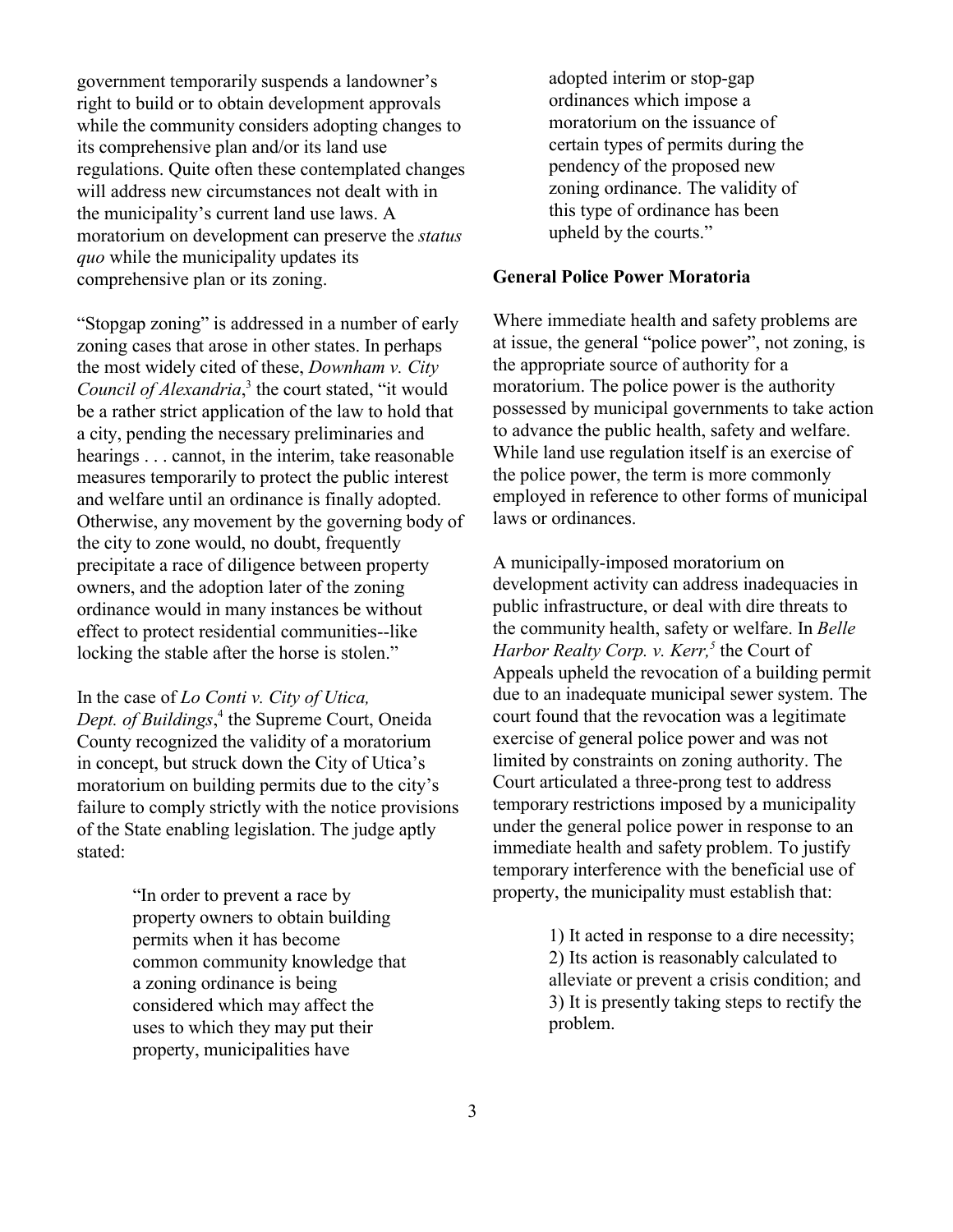government temporarily suspends a landowner's right to build or to obtain development approvals while the community considers adopting changes to its comprehensive plan and/or its land use regulations. Quite often these contemplated changes will address new circumstances not dealt with in the municipality's current land use laws. A moratorium on development can preserve the *status quo* while the municipality updates its comprehensive plan or its zoning.

"Stopgap zoning" is addressed in a number of early zoning cases that arose in other states. In perhaps the most widely cited of these, *Downham v. City Council of Alexandria*,[3] the court stated, "it would be a rather strict application of the law to hold that a city, pending the necessary preliminaries and hearings . . . cannot, in the interim, take reasonable measures temporarily to protect the public interest and welfare until an ordinance is finally adopted. Otherwise, any movement by the governing body of the city to zone would, no doubt, frequently precipitate a race of diligence between property owners, and the adoption later of the zoning ordinance would in many instances be without effect to protect residential communities--like locking the stable after the horse is stolen."

In the case of *Lo Conti v. City of Utica, Dept. of Buildings*,[4] the Supreme Court, Oneida County recognized the validity of a moratorium in concept, but struck down the City of Utica's moratorium on building permits due to the city's failure to comply strictly with the notice provisions of the State enabling legislation. The judge aptly stated:

> "In order to prevent a race by property owners to obtain building permits when it has become common community knowledge that a zoning ordinance is being considered which may affect the uses to which they may put their property, municipalities have adopted interim or stop-gap ordinances which impose a moratorium on the issuance of certain types of permits during the pendency of the proposed new zoning ordinance. The validity of this type of ordinance has been upheld by the courts."

**General Police Power Moratoria**

Where immediate health and safety problems are at issue, the general "police power", not zoning, is the appropriate source of authority for a moratorium. The police power is the authority possessed by municipal governments to take action to advance the public health, safety and welfare. While land use regulation itself is an exercise of the police power, the term is more commonly employed in reference to other forms of municipal laws or ordinances.

A municipally-imposed moratorium on development activity can address inadequacies in public infrastructure, or deal with dire threats to the community health, safety or welfare. In *Belle Harbor Realty Corp. v. Kerr,*[5] the Court of Appeals upheld the revocation of a building permit due to an inadequate municipal sewer system. The court found that the revocation was a legitimate exercise of general police power and was not limited by constraints on zoning authority. The Court articulated a three-prong test to address temporary restrictions imposed by a municipality under the general police power in response to an immediate health and safety problem. To justify temporary interference with the beneficial use of property, the municipality must establish that:

> 1) It acted in response to a dire necessity;
> 2) Its action is reasonably calculated to alleviate or prevent a crisis condition; and
> 3) It is presently taking steps to rectify the problem.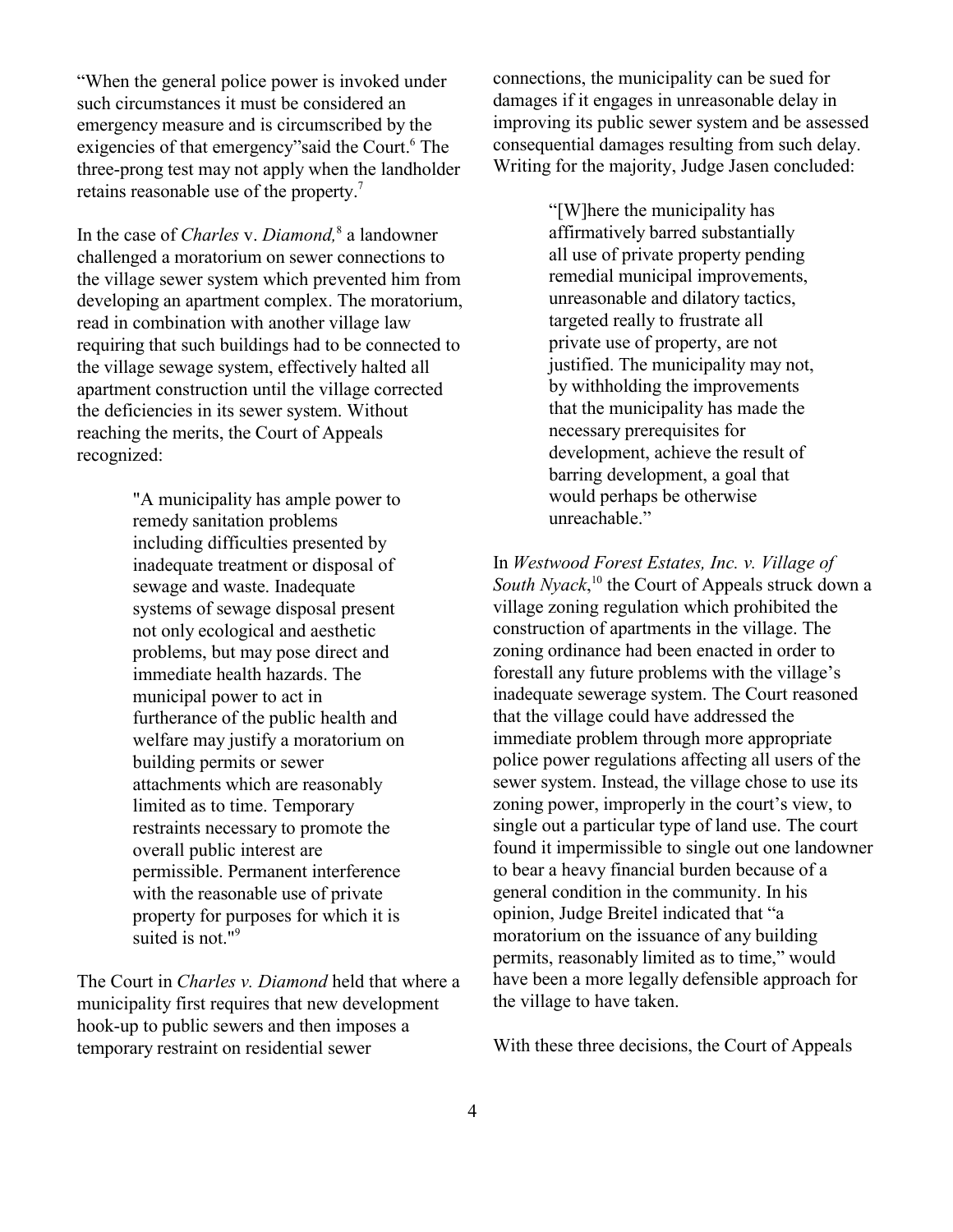"When the general police power is invoked under such circumstances it must be considered an emergency measure and is circumscribed by the exigencies of that emergency"said the Court.[6] The three-prong test may not apply when the landholder retains reasonable use of the property.[7]

In the case of *Charles* v. *Diamond,*[8] a landowner challenged a moratorium on sewer connections to the village sewer system which prevented him from developing an apartment complex. The moratorium, read in combination with another village law requiring that such buildings had to be connected to the village sewage system, effectively halted all apartment construction until the village corrected the deficiencies in its sewer system. Without reaching the merits, the Court of Appeals recognized:

> "A municipality has ample power to remedy sanitation problems including difficulties presented by inadequate treatment or disposal of sewage and waste. Inadequate systems of sewage disposal present not only ecological and aesthetic problems, but may pose direct and immediate health hazards. The municipal power to act in furtherance of the public health and welfare may justify a moratorium on building permits or sewer attachments which are reasonably limited as to time. Temporary restraints necessary to promote the overall public interest are permissible. Permanent interference with the reasonable use of private property for purposes for which it is suited is not."[9]

The Court in *Charles v. Diamond* held that where a municipality first requires that new development hook-up to public sewers and then imposes a temporary restraint on residential sewer connections, the municipality can be sued for damages if it engages in unreasonable delay in improving its public sewer system and be assessed consequential damages resulting from such delay. Writing for the majority, Judge Jasen concluded:

> "[W]here the municipality has affirmatively barred substantially all use of private property pending remedial municipal improvements, unreasonable and dilatory tactics, targeted really to frustrate all private use of property, are not justified. The municipality may not, by withholding the improvements that the municipality has made the necessary prerequisites for development, achieve the result of barring development, a goal that would perhaps be otherwise unreachable."

In *Westwood Forest Estates, Inc. v. Village of South Nyack*,[10] the Court of Appeals struck down a village zoning regulation which prohibited the construction of apartments in the village. The zoning ordinance had been enacted in order to forestall any future problems with the village's inadequate sewerage system. The Court reasoned that the village could have addressed the immediate problem through more appropriate police power regulations affecting all users of the sewer system. Instead, the village chose to use its zoning power, improperly in the court's view, to single out a particular type of land use. The court found it impermissible to single out one landowner to bear a heavy financial burden because of a general condition in the community. In his opinion, Judge Breitel indicated that "a moratorium on the issuance of any building permits, reasonably limited as to time," would have been a more legally defensible approach for the village to have taken.

With these three decisions, the Court of Appeals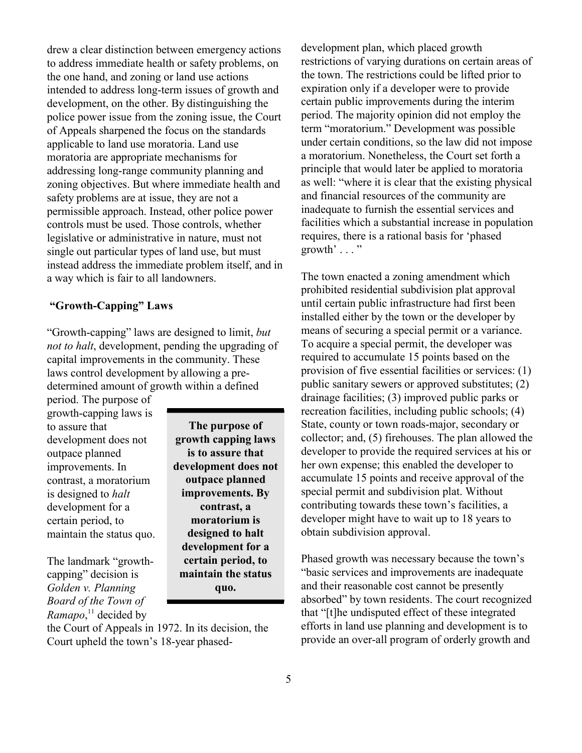drew a clear distinction between emergency actions to address immediate health or safety problems, on the one hand, and zoning or land use actions intended to address long-term issues of growth and development, on the other. By distinguishing the police power issue from the zoning issue, the Court of Appeals sharpened the focus on the standards applicable to land use moratoria. Land use moratoria are appropriate mechanisms for addressing long-range community planning and zoning objectives. But where immediate health and safety problems are at issue, they are not a permissible approach. Instead, other police power controls must be used. Those controls, whether legislative or administrative in nature, must not single out particular types of land use, but must instead address the immediate problem itself, and in a way which is fair to all landowners.

## "Growth-Capping" Laws

"Growth-capping" laws are designed to limit, *but not to halt*, development, pending the upgrading of capital improvements in the community. These laws control development by allowing a pre-determined amount of growth within a defined period. The purpose of growth-capping laws is to assure that development does not outpace planned improvements. In contrast, a moratorium is designed to *halt* development for a certain period, to maintain the status quo.

> **The purpose of growth capping laws is to assure that development does not outpace planned improvements. By contrast, a moratorium is designed to halt development for a certain period, to maintain the status quo.**

The landmark "growth-capping" decision is *Golden v. Planning Board of the Town of Ramapo*,[11] decided by the Court of Appeals in 1972. In its decision, the Court upheld the town's 18-year phased-development plan, which placed growth restrictions of varying durations on certain areas of the town. The restrictions could be lifted prior to expiration only if a developer were to provide certain public improvements during the interim period. The majority opinion did not employ the term "moratorium." Development was possible under certain conditions, so the law did not impose a moratorium. Nonetheless, the Court set forth a principle that would later be applied to moratoria as well: "where it is clear that the existing physical and financial resources of the community are inadequate to furnish the essential services and facilities which a substantial increase in population requires, there is a rational basis for 'phased growth' . . . "

The town enacted a zoning amendment which prohibited residential subdivision plat approval until certain public infrastructure had first been installed either by the town or the developer by means of securing a special permit or a variance. To acquire a special permit, the developer was required to accumulate 15 points based on the provision of five essential facilities or services: (1) public sanitary sewers or approved substitutes; (2) drainage facilities; (3) improved public parks or recreation facilities, including public schools; (4) State, county or town roads-major, secondary or collector; and, (5) firehouses. The plan allowed the developer to provide the required services at his or her own expense; this enabled the developer to accumulate 15 points and receive approval of the special permit and subdivision plat. Without contributing towards these town's facilities, a developer might have to wait up to 18 years to obtain subdivision approval.

Phased growth was necessary because the town's "basic services and improvements are inadequate and their reasonable cost cannot be presently absorbed" by town residents. The court recognized that "[t]he undisputed effect of these integrated efforts in land use planning and development is to provide an over-all program of orderly growth and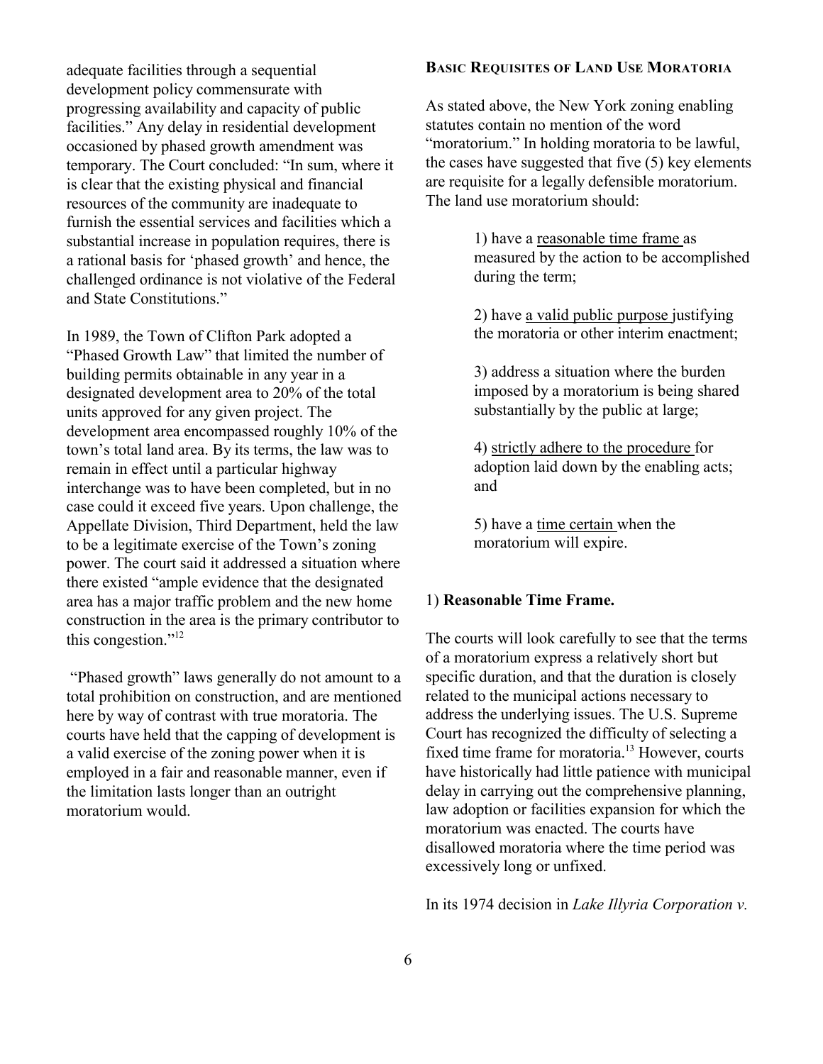adequate facilities through a sequential development policy commensurate with progressing availability and capacity of public facilities." Any delay in residential development occasioned by phased growth amendment was temporary. The Court concluded: "In sum, where it is clear that the existing physical and financial resources of the community are inadequate to furnish the essential services and facilities which a substantial increase in population requires, there is a rational basis for 'phased growth' and hence, the challenged ordinance is not violative of the Federal and State Constitutions."

In 1989, the Town of Clifton Park adopted a "Phased Growth Law" that limited the number of building permits obtainable in any year in a designated development area to 20% of the total units approved for any given project. The development area encompassed roughly 10% of the town's total land area. By its terms, the law was to remain in effect until a particular highway interchange was to have been completed, but in no case could it exceed five years. Upon challenge, the Appellate Division, Third Department, held the law to be a legitimate exercise of the Town's zoning power. The court said it addressed a situation where there existed "ample evidence that the designated area has a major traffic problem and the new home construction in the area is the primary contributor to this congestion."[12]

"Phased growth" laws generally do not amount to a total prohibition on construction, and are mentioned here by way of contrast with true moratoria. The courts have held that the capping of development is a valid exercise of the zoning power when it is employed in a fair and reasonable manner, even if the limitation lasts longer than an outright moratorium would.

## Basic Requisites of Land Use Moratoria

As stated above, the New York zoning enabling statutes contain no mention of the word "moratorium." In holding moratoria to be lawful, the cases have suggested that five (5) key elements are requisite for a legally defensible moratorium. The land use moratorium should:

> 1) have a <u>reasonable time frame</u> as measured by the action to be accomplished during the term;
>
> 2) have <u>a valid public purpose</u> justifying the moratoria or other interim enactment;
>
> 3) address a situation where the burden imposed by a moratorium is being shared substantially by the public at large;
>
> 4) <u>strictly adhere to the procedure</u> for adoption laid down by the enabling acts; and
>
> 5) have a <u>time certain</u> when the moratorium will expire.

### 1) Reasonable Time Frame.

The courts will look carefully to see that the terms of a moratorium express a relatively short but specific duration, and that the duration is closely related to the municipal actions necessary to address the underlying issues. The U.S. Supreme Court has recognized the difficulty of selecting a fixed time frame for moratoria.[13] However, courts have historically had little patience with municipal delay in carrying out the comprehensive planning, law adoption or facilities expansion for which the moratorium was enacted. The courts have disallowed moratoria where the time period was excessively long or unfixed.

In its 1974 decision in *Lake Illyria Corporation v.*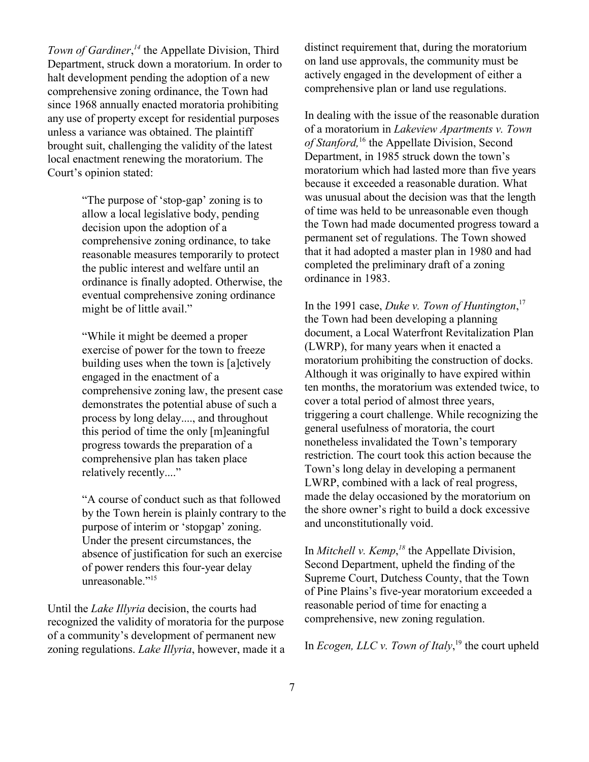*Town of Gardiner*,[14] the Appellate Division, Third Department, struck down a moratorium. In order to halt development pending the adoption of a new comprehensive zoning ordinance, the Town had since 1968 annually enacted moratoria prohibiting any use of property except for residential purposes unless a variance was obtained. The plaintiff brought suit, challenging the validity of the latest local enactment renewing the moratorium. The Court's opinion stated:

> "The purpose of 'stop-gap' zoning is to allow a local legislative body, pending decision upon the adoption of a comprehensive zoning ordinance, to take reasonable measures temporarily to protect the public interest and welfare until an ordinance is finally adopted. Otherwise, the eventual comprehensive zoning ordinance might be of little avail."
>
> "While it might be deemed a proper exercise of power for the town to freeze building uses when the town is [a]ctively engaged in the enactment of a comprehensive zoning law, the present case demonstrates the potential abuse of such a process by long delay...., and throughout this period of time the only [m]eaningful progress towards the preparation of a comprehensive plan has taken place relatively recently...."
>
> "A course of conduct such as that followed by the Town herein is plainly contrary to the purpose of interim or 'stopgap' zoning. Under the present circumstances, the absence of justification for such an exercise of power renders this four-year delay unreasonable."[15]

Until the *Lake Illyria* decision, the courts had recognized the validity of moratoria for the purpose of a community's development of permanent new zoning regulations. *Lake Illyria*, however, made it a distinct requirement that, during the moratorium on land use approvals, the community must be actively engaged in the development of either a comprehensive plan or land use regulations.

In dealing with the issue of the reasonable duration of a moratorium in *Lakeview Apartments v. Town of Stanford,*[16] the Appellate Division, Second Department, in 1985 struck down the town's moratorium which had lasted more than five years because it exceeded a reasonable duration. What was unusual about the decision was that the length of time was held to be unreasonable even though the Town had made documented progress toward a permanent set of regulations. The Town showed that it had adopted a master plan in 1980 and had completed the preliminary draft of a zoning ordinance in 1983.

In the 1991 case, *Duke v. Town of Huntington*,[17] the Town had been developing a planning document, a Local Waterfront Revitalization Plan (LWRP), for many years when it enacted a moratorium prohibiting the construction of docks. Although it was originally to have expired within ten months, the moratorium was extended twice, to cover a total period of almost three years, triggering a court challenge. While recognizing the general usefulness of moratoria, the court nonetheless invalidated the Town's temporary restriction. The court took this action because the Town's long delay in developing a permanent LWRP, combined with a lack of real progress, made the delay occasioned by the moratorium on the shore owner's right to build a dock excessive and unconstitutionally void.

In *Mitchell v. Kemp*,[18] the Appellate Division, Second Department, upheld the finding of the Supreme Court, Dutchess County, that the Town of Pine Plains's five-year moratorium exceeded a reasonable period of time for enacting a comprehensive, new zoning regulation.

In *Ecogen, LLC v. Town of Italy*,[19] the court upheld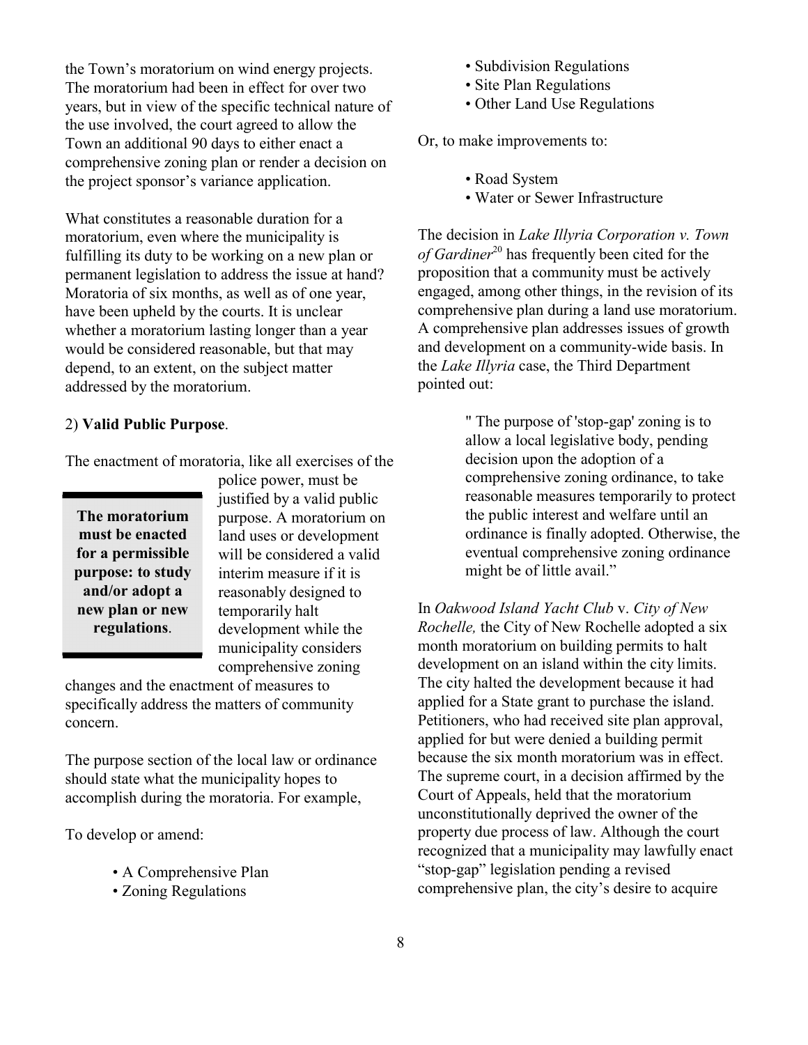the Town's moratorium on wind energy projects. The moratorium had been in effect for over two years, but in view of the specific technical nature of the use involved, the court agreed to allow the Town an additional 90 days to either enact a comprehensive zoning plan or render a decision on the project sponsor's variance application.

What constitutes a reasonable duration for a moratorium, even where the municipality is fulfilling its duty to be working on a new plan or permanent legislation to address the issue at hand? Moratoria of six months, as well as of one year, have been upheld by the courts. It is unclear whether a moratorium lasting longer than a year would be considered reasonable, but that may depend, to an extent, on the subject matter addressed by the moratorium.

2) **Valid Public Purpose**.

The enactment of moratoria, like all exercises of the police power, must be justified by a valid public purpose. A moratorium on land uses or development will be considered a valid interim measure if it is reasonably designed to temporarily halt development while the municipality considers comprehensive zoning changes and the enactment of measures to specifically address the matters of community concern.

> **The moratorium must be enacted for a permissible purpose: to study and/or adopt a new plan or new regulations**.

The purpose section of the local law or ordinance should state what the municipality hopes to accomplish during the moratoria. For example,

To develop or amend:

- A Comprehensive Plan
- Zoning Regulations
- Subdivision Regulations
- Site Plan Regulations
- Other Land Use Regulations

Or, to make improvements to:

- Road System
- Water or Sewer Infrastructure

The decision in *Lake Illyria Corporation v. Town of Gardiner*[20] has frequently been cited for the proposition that a community must be actively engaged, among other things, in the revision of its comprehensive plan during a land use moratorium. A comprehensive plan addresses issues of growth and development on a community-wide basis. In the *Lake Illyria* case, the Third Department pointed out:

> " The purpose of 'stop-gap' zoning is to allow a local legislative body, pending decision upon the adoption of a comprehensive zoning ordinance, to take reasonable measures temporarily to protect the public interest and welfare until an ordinance is finally adopted. Otherwise, the eventual comprehensive zoning ordinance might be of little avail."

In *Oakwood Island Yacht Club* v. *City of New Rochelle,* the City of New Rochelle adopted a six month moratorium on building permits to halt development on an island within the city limits. The city halted the development because it had applied for a State grant to purchase the island. Petitioners, who had received site plan approval, applied for but were denied a building permit because the six month moratorium was in effect. The supreme court, in a decision affirmed by the Court of Appeals, held that the moratorium unconstitutionally deprived the owner of the property due process of law. Although the court recognized that a municipality may lawfully enact "stop-gap" legislation pending a revised comprehensive plan, the city's desire to acquire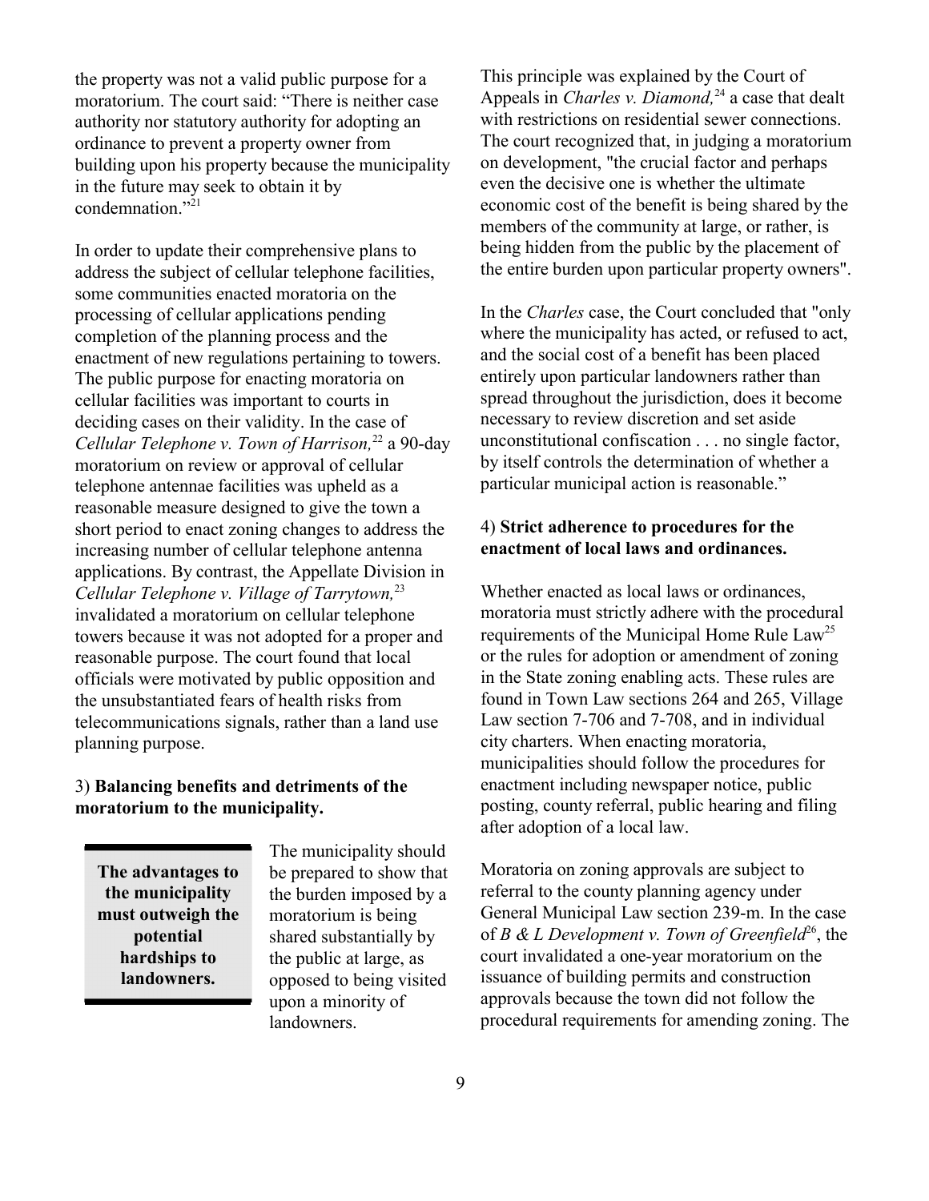the property was not a valid public purpose for a moratorium. The court said: "There is neither case authority nor statutory authority for adopting an ordinance to prevent a property owner from building upon his property because the municipality in the future may seek to obtain it by condemnation."[21]

In order to update their comprehensive plans to address the subject of cellular telephone facilities, some communities enacted moratoria on the processing of cellular applications pending completion of the planning process and the enactment of new regulations pertaining to towers. The public purpose for enacting moratoria on cellular facilities was important to courts in deciding cases on their validity. In the case of *Cellular Telephone v. Town of Harrison,*[22] a 90-day moratorium on review or approval of cellular telephone antennae facilities was upheld as a reasonable measure designed to give the town a short period to enact zoning changes to address the increasing number of cellular telephone antenna applications. By contrast, the Appellate Division in *Cellular Telephone v. Village of Tarrytown,*[23] invalidated a moratorium on cellular telephone towers because it was not adopted for a proper and reasonable purpose. The court found that local officials were motivated by public opposition and the unsubstantiated fears of health risks from telecommunications signals, rather than a land use planning purpose.

3) **Balancing benefits and detriments of the moratorium to the municipality.**

**The advantages to the municipality must outweigh the potential hardships to landowners.**

The municipality should be prepared to show that the burden imposed by a moratorium is being shared substantially by the public at large, as opposed to being visited upon a minority of landowners.

This principle was explained by the Court of Appeals in *Charles v. Diamond,*[24] a case that dealt with restrictions on residential sewer connections. The court recognized that, in judging a moratorium on development, "the crucial factor and perhaps even the decisive one is whether the ultimate economic cost of the benefit is being shared by the members of the community at large, or rather, is being hidden from the public by the placement of the entire burden upon particular property owners".

In the *Charles* case, the Court concluded that "only where the municipality has acted, or refused to act, and the social cost of a benefit has been placed entirely upon particular landowners rather than spread throughout the jurisdiction, does it become necessary to review discretion and set aside unconstitutional confiscation . . . no single factor, by itself controls the determination of whether a particular municipal action is reasonable."

4) **Strict adherence to procedures for the enactment of local laws and ordinances.**

Whether enacted as local laws or ordinances, moratoria must strictly adhere with the procedural requirements of the Municipal Home Rule Law[25] or the rules for adoption or amendment of zoning in the State zoning enabling acts. These rules are found in Town Law sections 264 and 265, Village Law section 7-706 and 7-708, and in individual city charters. When enacting moratoria, municipalities should follow the procedures for enactment including newspaper notice, public posting, county referral, public hearing and filing after adoption of a local law.

Moratoria on zoning approvals are subject to referral to the county planning agency under General Municipal Law section 239-m. In the case of *B & L Development v. Town of Greenfield*[26], the court invalidated a one-year moratorium on the issuance of building permits and construction approvals because the town did not follow the procedural requirements for amending zoning. The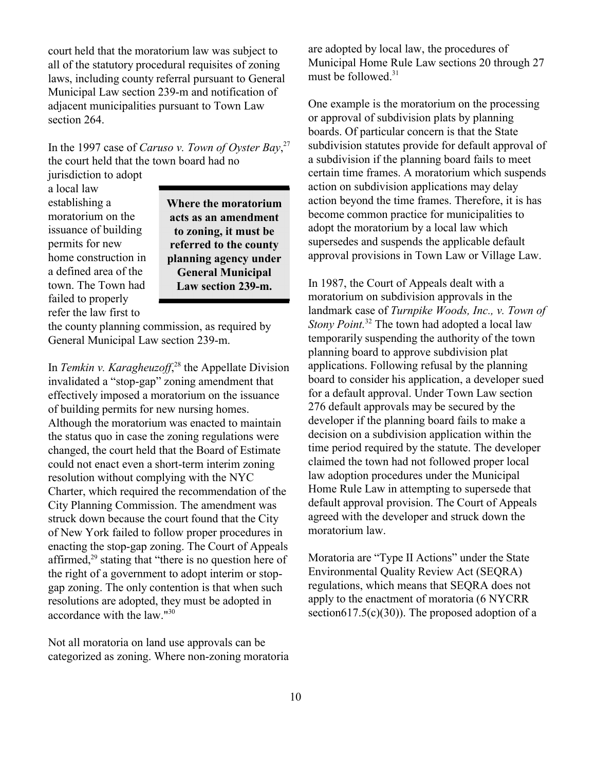court held that the moratorium law was subject to all of the statutory procedural requisites of zoning laws, including county referral pursuant to General Municipal Law section 239-m and notification of adjacent municipalities pursuant to Town Law section 264.

In the 1997 case of *Caruso v. Town of Oyster Bay*,[27] the court held that the town board had no jurisdiction to adopt a local law establishing a moratorium on the issuance of building permits for new home construction in a defined area of the town. The Town had failed to properly refer the law first to the county planning commission, as required by General Municipal Law section 239-m.

**Where the moratorium acts as an amendment to zoning, it must be referred to the county planning agency under General Municipal Law section 239-m.**

In *Temkin v. Karagheuzoff*,[28] the Appellate Division invalidated a "stop-gap" zoning amendment that effectively imposed a moratorium on the issuance of building permits for new nursing homes. Although the moratorium was enacted to maintain the status quo in case the zoning regulations were changed, the court held that the Board of Estimate could not enact even a short-term interim zoning resolution without complying with the NYC Charter, which required the recommendation of the City Planning Commission. The amendment was struck down because the court found that the City of New York failed to follow proper procedures in enacting the stop-gap zoning. The Court of Appeals affirmed,[29] stating that "there is no question here of the right of a government to adopt interim or stop-gap zoning. The only contention is that when such resolutions are adopted, they must be adopted in accordance with the law."[30]

Not all moratoria on land use approvals can be categorized as zoning. Where non-zoning moratoria are adopted by local law, the procedures of Municipal Home Rule Law sections 20 through 27 must be followed.[31]

One example is the moratorium on the processing or approval of subdivision plats by planning boards. Of particular concern is that the State subdivision statutes provide for default approval of a subdivision if the planning board fails to meet certain time frames. A moratorium which suspends action on subdivision applications may delay action beyond the time frames. Therefore, it is has become common practice for municipalities to adopt the moratorium by a local law which supersedes and suspends the applicable default approval provisions in Town Law or Village Law.

In 1987, the Court of Appeals dealt with a moratorium on subdivision approvals in the landmark case of *Turnpike Woods, Inc., v. Town of Stony Point.*[32] The town had adopted a local law temporarily suspending the authority of the town planning board to approve subdivision plat applications. Following refusal by the planning board to consider his application, a developer sued for a default approval. Under Town Law section 276 default approvals may be secured by the developer if the planning board fails to make a decision on a subdivision application within the time period required by the statute. The developer claimed the town had not followed proper local law adoption procedures under the Municipal Home Rule Law in attempting to supersede that default approval provision. The Court of Appeals agreed with the developer and struck down the moratorium law.

Moratoria are "Type II Actions" under the State Environmental Quality Review Act (SEQRA) regulations, which means that SEQRA does not apply to the enactment of moratoria (6 NYCRR section617.5(c)(30)). The proposed adoption of a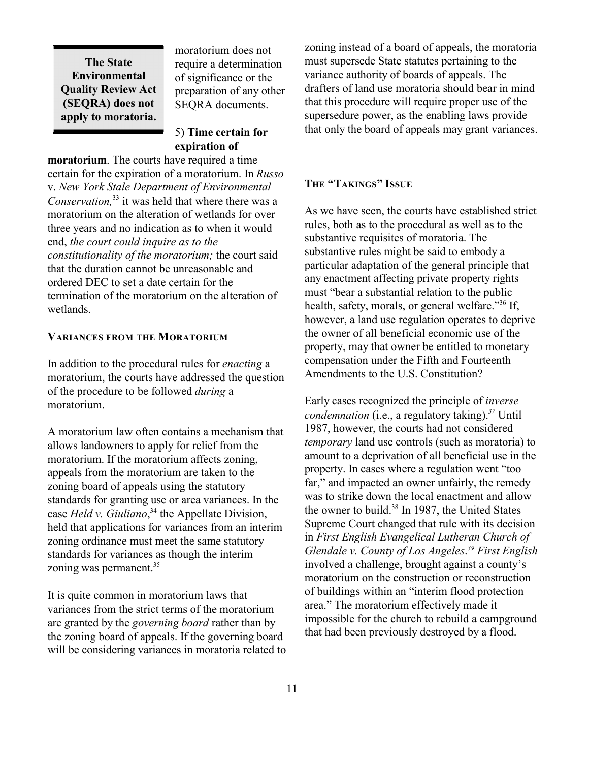> **The State Environmental Quality Review Act (SEQRA) does not apply to moratoria.**

moratorium does not require a determination of significance or the preparation of any other SEQRA documents.

5) **Time certain for expiration of moratorium**. The courts have required a time certain for the expiration of a moratorium. In *Russo* v. *New York Stale Department of Environmental Conservation,*[33] it was held that where there was a moratorium on the alteration of wetlands for over three years and no indication as to when it would end, *the court could inquire as to the constitutionality of the moratorium;* the court said that the duration cannot be unreasonable and ordered DEC to set a date certain for the termination of the moratorium on the alteration of wetlands.

## VARIANCES FROM THE MORATORIUM

In addition to the procedural rules for *enacting* a moratorium, the courts have addressed the question of the procedure to be followed *during* a moratorium.

A moratorium law often contains a mechanism that allows landowners to apply for relief from the moratorium. If the moratorium affects zoning, appeals from the moratorium are taken to the zoning board of appeals using the statutory standards for granting use or area variances. In the case *Held v. Giuliano*,[34] the Appellate Division, held that applications for variances from an interim zoning ordinance must meet the same statutory standards for variances as though the interim zoning was permanent.[35]

It is quite common in moratorium laws that variances from the strict terms of the moratorium are granted by the *governing board* rather than by the zoning board of appeals. If the governing board will be considering variances in moratoria related to zoning instead of a board of appeals, the moratoria must supersede State statutes pertaining to the variance authority of boards of appeals. The drafters of land use moratoria should bear in mind that this procedure will require proper use of the supersedure power, as the enabling laws provide that only the board of appeals may grant variances.

## THE "TAKINGS" ISSUE

As we have seen, the courts have established strict rules, both as to the procedural as well as to the substantive requisites of moratoria. The substantive rules might be said to embody a particular adaptation of the general principle that any enactment affecting private property rights must "bear a substantial relation to the public health, safety, morals, or general welfare."[36] If, however, a land use regulation operates to deprive the owner of all beneficial economic use of the property, may that owner be entitled to monetary compensation under the Fifth and Fourteenth Amendments to the U.S. Constitution?

Early cases recognized the principle of *inverse condemnation* (i.e., a regulatory taking).[37] Until 1987, however, the courts had not considered *temporary* land use controls (such as moratoria) to amount to a deprivation of all beneficial use in the property. In cases where a regulation went "too far," and impacted an owner unfairly, the remedy was to strike down the local enactment and allow the owner to build.[38] In 1987, the United States Supreme Court changed that rule with its decision in *First English Evangelical Lutheran Church of Glendale v. County of Los Angeles*.[39] *First English* involved a challenge, brought against a county's moratorium on the construction or reconstruction of buildings within an "interim flood protection area." The moratorium effectively made it impossible for the church to rebuild a campground that had been previously destroyed by a flood.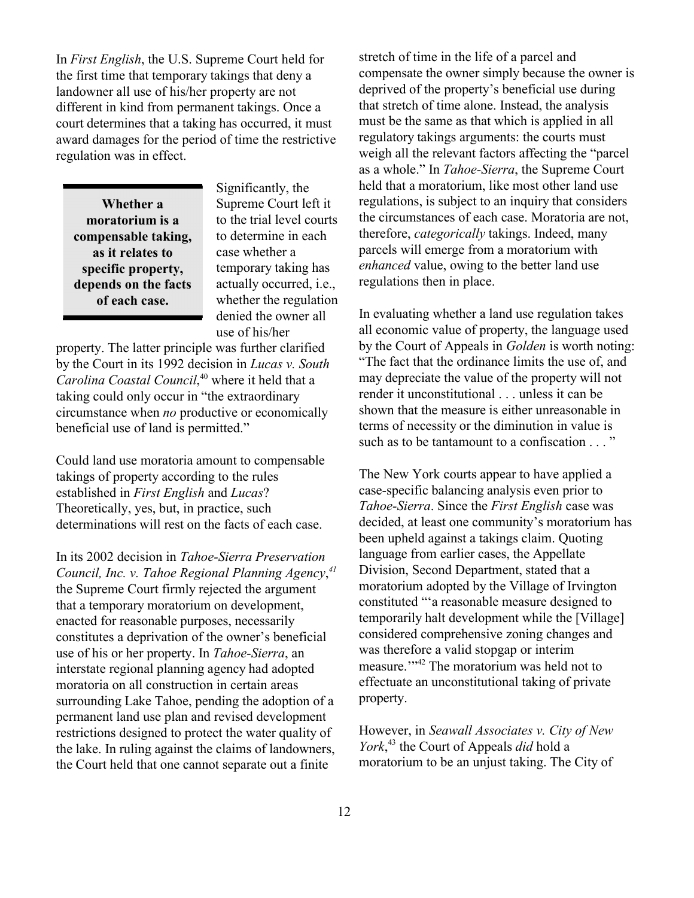In *First English*, the U.S. Supreme Court held for the first time that temporary takings that deny a landowner all use of his/her property are not different in kind from permanent takings. Once a court determines that a taking has occurred, it must award damages for the period of time the restrictive regulation was in effect.

> **Whether a moratorium is a compensable taking, as it relates to specific property, depends on the facts of each case.**

Significantly, the Supreme Court left it to the trial level courts to determine in each case whether a temporary taking has actually occurred, i.e., whether the regulation denied the owner all use of his/her property. The latter principle was further clarified by the Court in its 1992 decision in *Lucas v. South Carolina Coastal Council*,[40] where it held that a taking could only occur in "the extraordinary circumstance when *no* productive or economically beneficial use of land is permitted."

Could land use moratoria amount to compensable takings of property according to the rules established in *First English* and *Lucas*? Theoretically, yes, but, in practice, such determinations will rest on the facts of each case.

In its 2002 decision in *Tahoe-Sierra Preservation Council, Inc. v. Tahoe Regional Planning Agency*,[41] the Supreme Court firmly rejected the argument that a temporary moratorium on development, enacted for reasonable purposes, necessarily constitutes a deprivation of the owner's beneficial use of his or her property. In *Tahoe-Sierra*, an interstate regional planning agency had adopted moratoria on all construction in certain areas surrounding Lake Tahoe, pending the adoption of a permanent land use plan and revised development restrictions designed to protect the water quality of the lake. In ruling against the claims of landowners, the Court held that one cannot separate out a finite stretch of time in the life of a parcel and compensate the owner simply because the owner is deprived of the property's beneficial use during that stretch of time alone. Instead, the analysis must be the same as that which is applied in all regulatory takings arguments: the courts must weigh all the relevant factors affecting the "parcel as a whole." In *Tahoe-Sierra*, the Supreme Court held that a moratorium, like most other land use regulations, is subject to an inquiry that considers the circumstances of each case. Moratoria are not, therefore, *categorically* takings. Indeed, many parcels will emerge from a moratorium with *enhanced* value, owing to the better land use regulations then in place.

In evaluating whether a land use regulation takes all economic value of property, the language used by the Court of Appeals in *Golden* is worth noting: "The fact that the ordinance limits the use of, and may depreciate the value of the property will not render it unconstitutional . . . unless it can be shown that the measure is either unreasonable in terms of necessity or the diminution in value is such as to be tantamount to a confiscation . . . "

The New York courts appear to have applied a case-specific balancing analysis even prior to *Tahoe-Sierra*. Since the *First English* case was decided, at least one community's moratorium has been upheld against a takings claim. Quoting language from earlier cases, the Appellate Division, Second Department, stated that a moratorium adopted by the Village of Irvington constituted "'a reasonable measure designed to temporarily halt development while the [Village] considered comprehensive zoning changes and was therefore a valid stopgap or interim measure.'"[42] The moratorium was held not to effectuate an unconstitutional taking of private property.

However, in *Seawall Associates v. City of New York*,[43] the Court of Appeals *did* hold a moratorium to be an unjust taking. The City of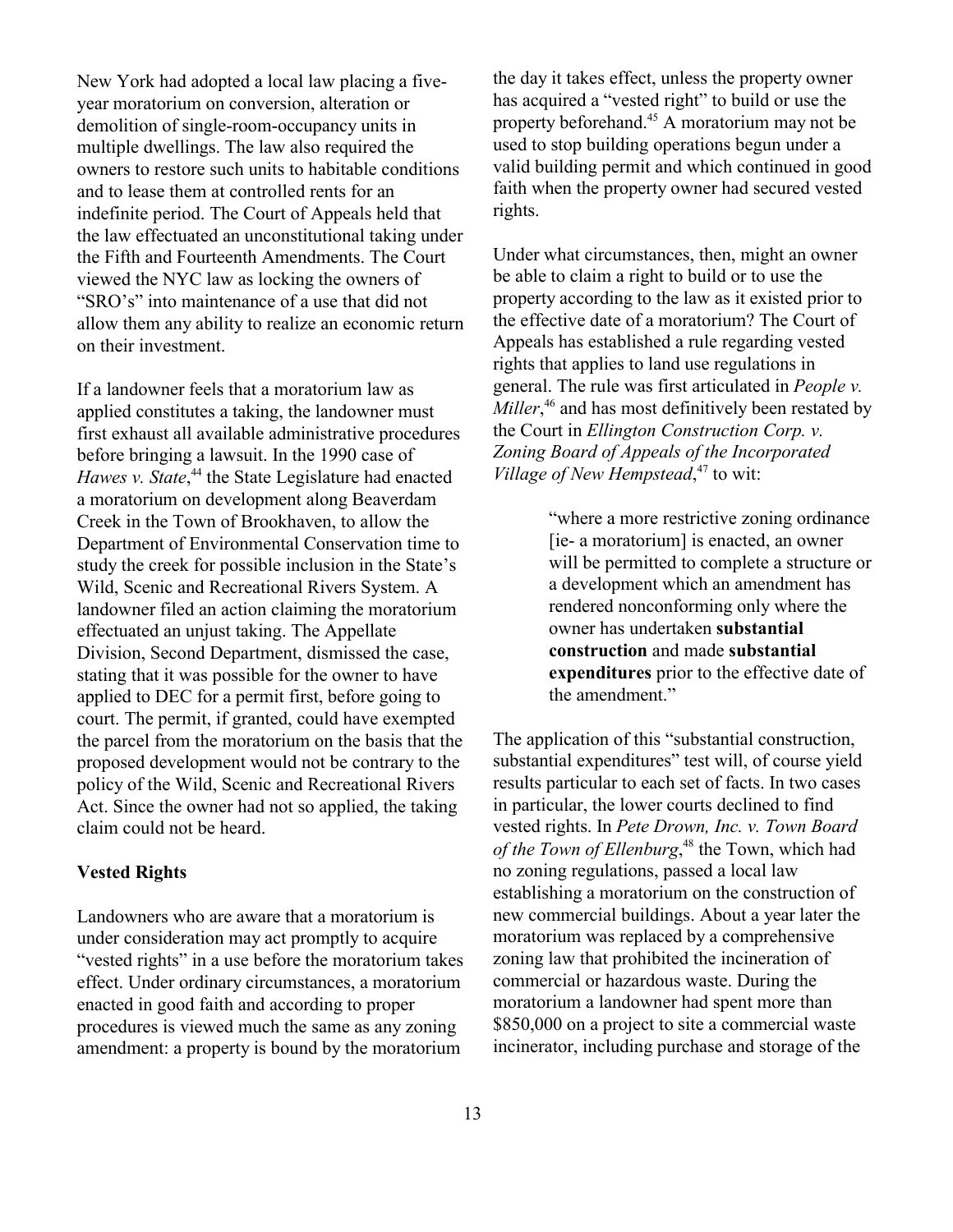New York had adopted a local law placing a five-year moratorium on conversion, alteration or demolition of single-room-occupancy units in multiple dwellings. The law also required the owners to restore such units to habitable conditions and to lease them at controlled rents for an indefinite period. The Court of Appeals held that the law effectuated an unconstitutional taking under the Fifth and Fourteenth Amendments. The Court viewed the NYC law as locking the owners of "SRO's" into maintenance of a use that did not allow them any ability to realize an economic return on their investment.

If a landowner feels that a moratorium law as applied constitutes a taking, the landowner must first exhaust all available administrative procedures before bringing a lawsuit. In the 1990 case of *Hawes v. State*,[44] the State Legislature had enacted a moratorium on development along Beaverdam Creek in the Town of Brookhaven, to allow the Department of Environmental Conservation time to study the creek for possible inclusion in the State's Wild, Scenic and Recreational Rivers System. A landowner filed an action claiming the moratorium effectuated an unjust taking. The Appellate Division, Second Department, dismissed the case, stating that it was possible for the owner to have applied to DEC for a permit first, before going to court. The permit, if granted, could have exempted the parcel from the moratorium on the basis that the proposed development would not be contrary to the policy of the Wild, Scenic and Recreational Rivers Act. Since the owner had not so applied, the taking claim could not be heard.

**Vested Rights**

Landowners who are aware that a moratorium is under consideration may act promptly to acquire "vested rights" in a use before the moratorium takes effect. Under ordinary circumstances, a moratorium enacted in good faith and according to proper procedures is viewed much the same as any zoning amendment: a property is bound by the moratorium the day it takes effect, unless the property owner has acquired a "vested right" to build or use the property beforehand.[45] A moratorium may not be used to stop building operations begun under a valid building permit and which continued in good faith when the property owner had secured vested rights.

Under what circumstances, then, might an owner be able to claim a right to build or to use the property according to the law as it existed prior to the effective date of a moratorium? The Court of Appeals has established a rule regarding vested rights that applies to land use regulations in general. The rule was first articulated in *People v. Miller*,[46] and has most definitively been restated by the Court in *Ellington Construction Corp. v. Zoning Board of Appeals of the Incorporated Village of New Hempstead*,[47] to wit:

> "where a more restrictive zoning ordinance [ie- a moratorium] is enacted, an owner will be permitted to complete a structure or a development which an amendment has rendered nonconforming only where the owner has undertaken **substantial construction** and made **substantial expenditures** prior to the effective date of the amendment."

The application of this "substantial construction, substantial expenditures" test will, of course yield results particular to each set of facts. In two cases in particular, the lower courts declined to find vested rights. In *Pete Drown, Inc. v. Town Board of the Town of Ellenburg*,[48] the Town, which had no zoning regulations, passed a local law establishing a moratorium on the construction of new commercial buildings. About a year later the moratorium was replaced by a comprehensive zoning law that prohibited the incineration of commercial or hazardous waste. During the moratorium a landowner had spent more than $850,000 on a project to site a commercial waste incinerator, including purchase and storage of the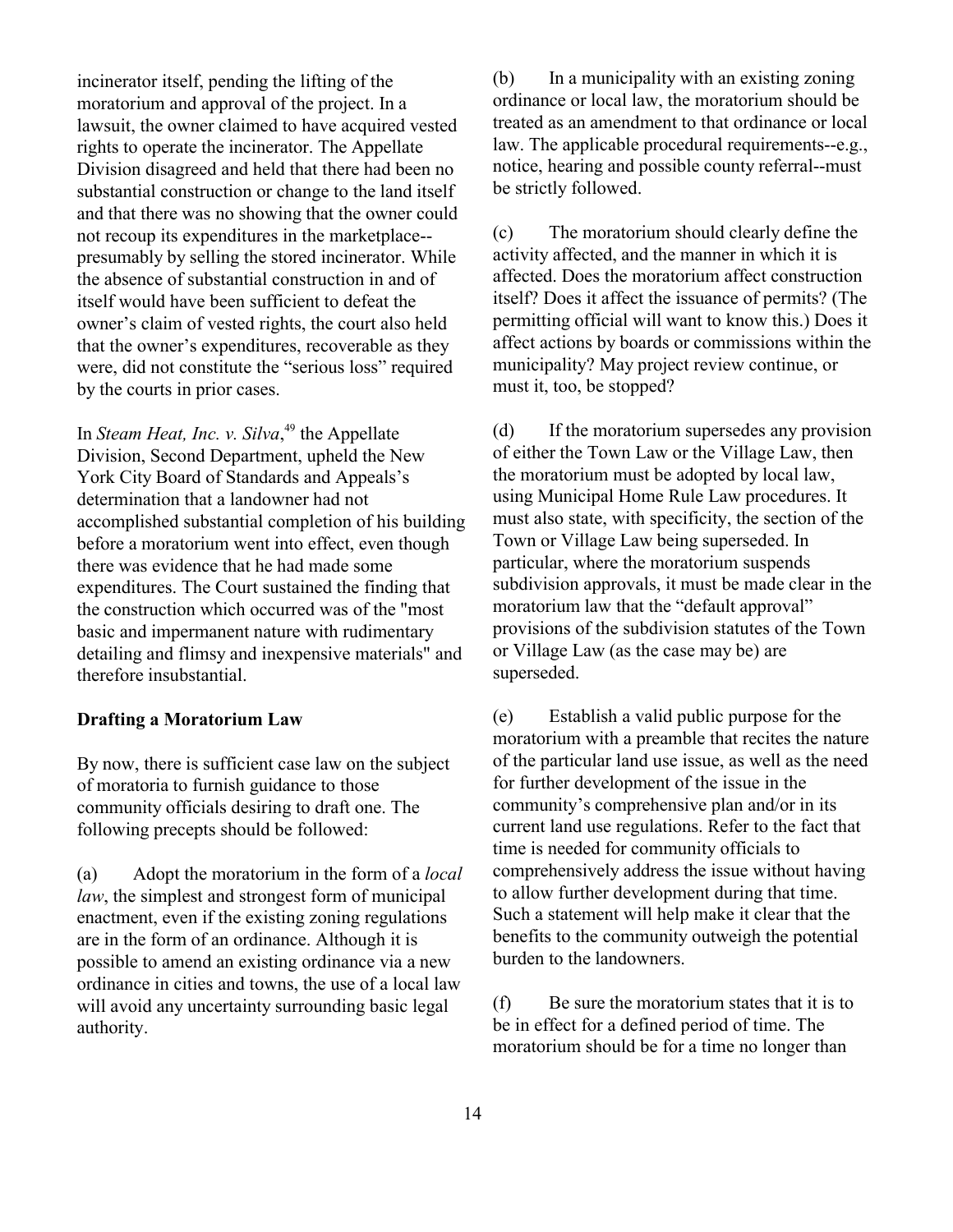incinerator itself, pending the lifting of the moratorium and approval of the project. In a lawsuit, the owner claimed to have acquired vested rights to operate the incinerator. The Appellate Division disagreed and held that there had been no substantial construction or change to the land itself and that there was no showing that the owner could not recoup its expenditures in the marketplace--presumably by selling the stored incinerator. While the absence of substantial construction in and of itself would have been sufficient to defeat the owner's claim of vested rights, the court also held that the owner's expenditures, recoverable as they were, did not constitute the "serious loss" required by the courts in prior cases.

In *Steam Heat, Inc. v. Silva*,[49] the Appellate Division, Second Department, upheld the New York City Board of Standards and Appeals's determination that a landowner had not accomplished substantial completion of his building before a moratorium went into effect, even though there was evidence that he had made some expenditures. The Court sustained the finding that the construction which occurred was of the "most basic and impermanent nature with rudimentary detailing and flimsy and inexpensive materials" and therefore insubstantial.

**Drafting a Moratorium Law**

By now, there is sufficient case law on the subject of moratoria to furnish guidance to those community officials desiring to draft one. The following precepts should be followed:

(a) Adopt the moratorium in the form of a *local law*, the simplest and strongest form of municipal enactment, even if the existing zoning regulations are in the form of an ordinance. Although it is possible to amend an existing ordinance via a new ordinance in cities and towns, the use of a local law will avoid any uncertainty surrounding basic legal authority.

(b) In a municipality with an existing zoning ordinance or local law, the moratorium should be treated as an amendment to that ordinance or local law. The applicable procedural requirements--e.g., notice, hearing and possible county referral--must be strictly followed.

(c) The moratorium should clearly define the activity affected, and the manner in which it is affected. Does the moratorium affect construction itself? Does it affect the issuance of permits? (The permitting official will want to know this.) Does it affect actions by boards or commissions within the municipality? May project review continue, or must it, too, be stopped?

(d) If the moratorium supersedes any provision of either the Town Law or the Village Law, then the moratorium must be adopted by local law, using Municipal Home Rule Law procedures. It must also state, with specificity, the section of the Town or Village Law being superseded. In particular, where the moratorium suspends subdivision approvals, it must be made clear in the moratorium law that the "default approval" provisions of the subdivision statutes of the Town or Village Law (as the case may be) are superseded.

(e) Establish a valid public purpose for the moratorium with a preamble that recites the nature of the particular land use issue, as well as the need for further development of the issue in the community's comprehensive plan and/or in its current land use regulations. Refer to the fact that time is needed for community officials to comprehensively address the issue without having to allow further development during that time. Such a statement will help make it clear that the benefits to the community outweigh the potential burden to the landowners.

(f) Be sure the moratorium states that it is to be in effect for a defined period of time. The moratorium should be for a time no longer than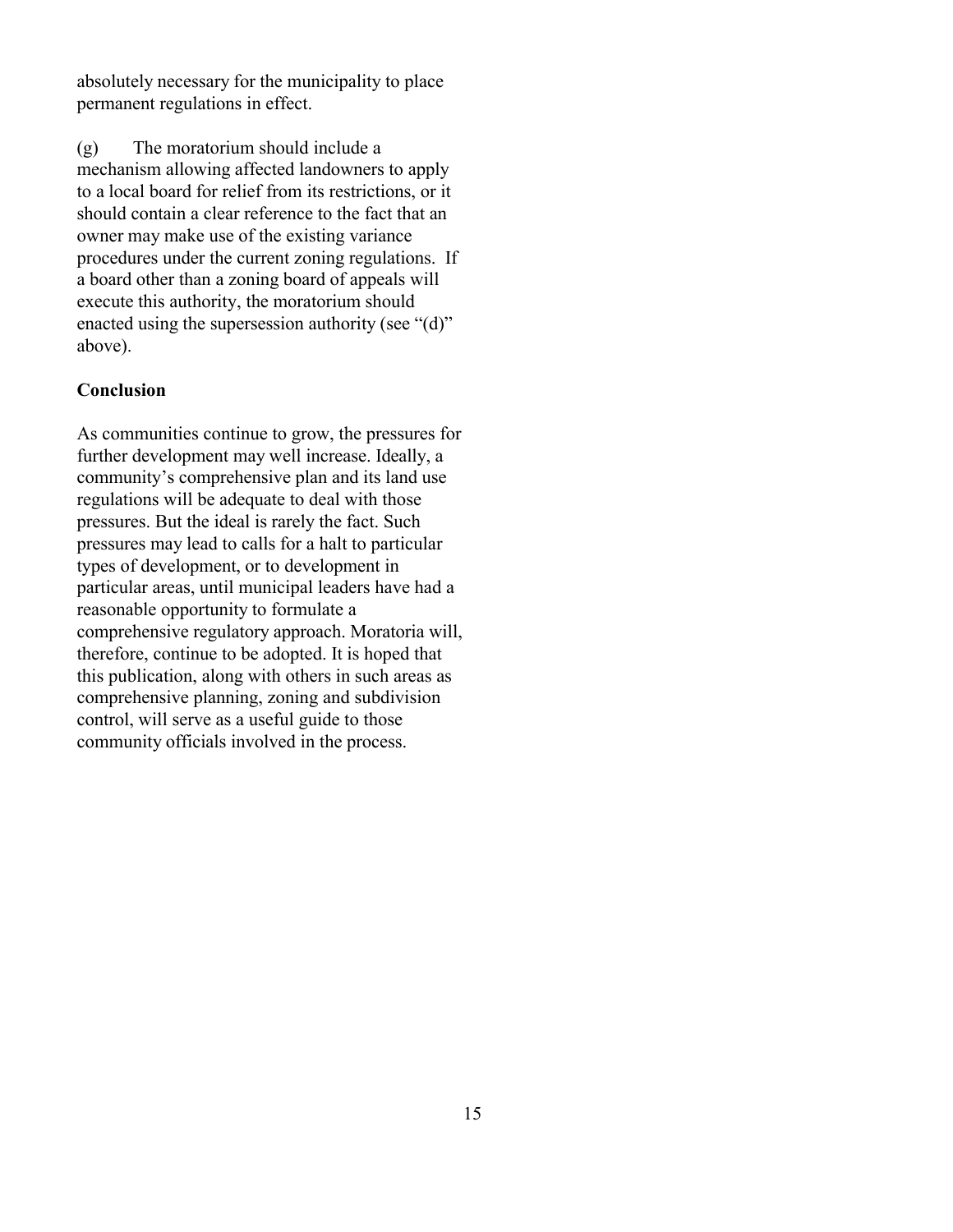absolutely necessary for the municipality to place permanent regulations in effect.

(g) The moratorium should include a mechanism allowing affected landowners to apply to a local board for relief from its restrictions, or it should contain a clear reference to the fact that an owner may make use of the existing variance procedures under the current zoning regulations. If a board other than a zoning board of appeals will execute this authority, the moratorium should enacted using the supersession authority (see "(d)" above).

**Conclusion**

As communities continue to grow, the pressures for further development may well increase. Ideally, a community's comprehensive plan and its land use regulations will be adequate to deal with those pressures. But the ideal is rarely the fact. Such pressures may lead to calls for a halt to particular types of development, or to development in particular areas, until municipal leaders have had a reasonable opportunity to formulate a comprehensive regulatory approach. Moratoria will, therefore, continue to be adopted. It is hoped that this publication, along with others in such areas as comprehensive planning, zoning and subdivision control, will serve as a useful guide to those community officials involved in the process.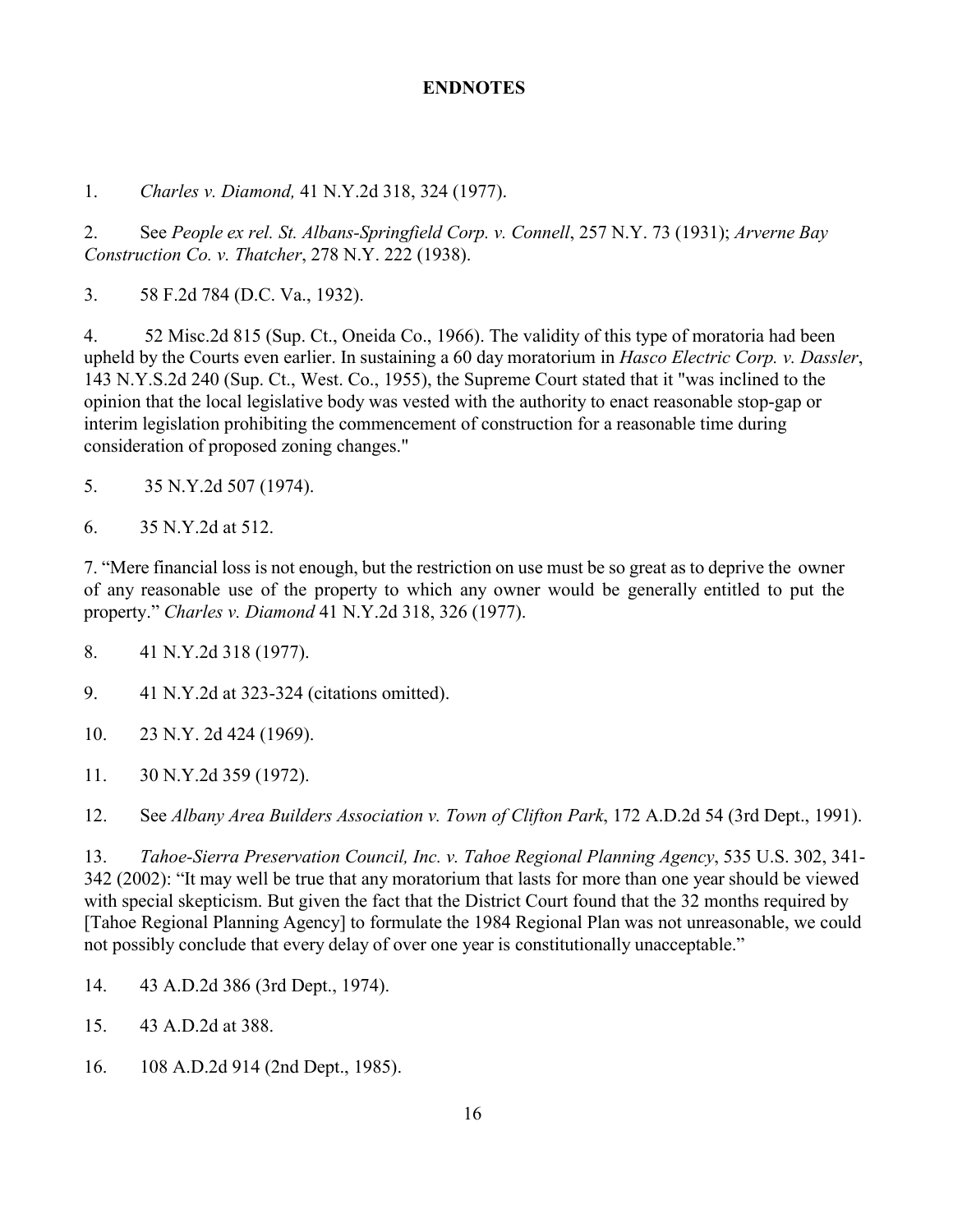**ENDNOTES**

1. *Charles v. Diamond,* 41 N.Y.2d 318, 324 (1977).

2. See *People ex rel. St. Albans-Springfield Corp. v. Connell*, 257 N.Y. 73 (1931); *Arverne Bay Construction Co. v. Thatcher*, 278 N.Y. 222 (1938).

3. 58 F.2d 784 (D.C. Va., 1932).

4. 52 Misc.2d 815 (Sup. Ct., Oneida Co., 1966). The validity of this type of moratoria had been upheld by the Courts even earlier. In sustaining a 60 day moratorium in *Hasco Electric Corp. v. Dassler*, 143 N.Y.S.2d 240 (Sup. Ct., West. Co., 1955), the Supreme Court stated that it "was inclined to the opinion that the local legislative body was vested with the authority to enact reasonable stop-gap or interim legislation prohibiting the commencement of construction for a reasonable time during consideration of proposed zoning changes."

5. 35 N.Y.2d 507 (1974).

6. 35 N.Y.2d at 512.

7. "Mere financial loss is not enough, but the restriction on use must be so great as to deprive the owner of any reasonable use of the property to which any owner would be generally entitled to put the property." *Charles v. Diamond* 41 N.Y.2d 318, 326 (1977).

8. 41 N.Y.2d 318 (1977).

9. 41 N.Y.2d at 323-324 (citations omitted).

10. 23 N.Y. 2d 424 (1969).

11. 30 N.Y.2d 359 (1972).

12. See *Albany Area Builders Association v. Town of Clifton Park*, 172 A.D.2d 54 (3rd Dept., 1991).

13. *Tahoe-Sierra Preservation Council, Inc. v. Tahoe Regional Planning Agency*, 535 U.S. 302, 341-342 (2002): "It may well be true that any moratorium that lasts for more than one year should be viewed with special skepticism. But given the fact that the District Court found that the 32 months required by [Tahoe Regional Planning Agency] to formulate the 1984 Regional Plan was not unreasonable, we could not possibly conclude that every delay of over one year is constitutionally unacceptable."

14. 43 A.D.2d 386 (3rd Dept., 1974).

15. 43 A.D.2d at 388.

16. 108 A.D.2d 914 (2nd Dept., 1985).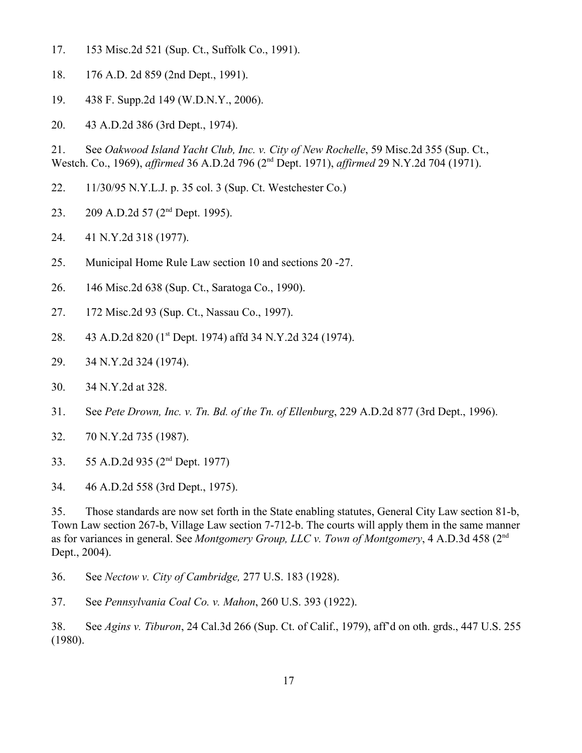17. 153 Misc.2d 521 (Sup. Ct., Suffolk Co., 1991).

18. 176 A.D. 2d 859 (2nd Dept., 1991).

19. 438 F. Supp.2d 149 (W.D.N.Y., 2006).

20. 43 A.D.2d 386 (3rd Dept., 1974).

21. See *Oakwood Island Yacht Club, Inc. v. City of New Rochelle*, 59 Misc.2d 355 (Sup. Ct., Westch. Co., 1969), *affirmed* 36 A.D.2d 796 (2nd Dept. 1971), *affirmed* 29 N.Y.2d 704 (1971).

22. 11/30/95 N.Y.L.J. p. 35 col. 3 (Sup. Ct. Westchester Co.)

23. 209 A.D.2d 57 (2nd Dept. 1995).

24. 41 N.Y.2d 318 (1977).

25. Municipal Home Rule Law section 10 and sections 20 -27.

26. 146 Misc.2d 638 (Sup. Ct., Saratoga Co., 1990).

27. 172 Misc.2d 93 (Sup. Ct., Nassau Co., 1997).

28. 43 A.D.2d 820 (1st Dept. 1974) affd 34 N.Y.2d 324 (1974).

29. 34 N.Y.2d 324 (1974).

30. 34 N.Y.2d at 328.

31. See *Pete Drown, Inc. v. Tn. Bd. of the Tn. of Ellenburg*, 229 A.D.2d 877 (3rd Dept., 1996).

32. 70 N.Y.2d 735 (1987).

33. 55 A.D.2d 935 (2nd Dept. 1977)

34. 46 A.D.2d 558 (3rd Dept., 1975).

35. Those standards are now set forth in the State enabling statutes, General City Law section 81-b, Town Law section 267-b, Village Law section 7-712-b. The courts will apply them in the same manner as for variances in general. See *Montgomery Group, LLC v. Town of Montgomery*, 4 A.D.3d 458 (2nd Dept., 2004).

36. See *Nectow v. City of Cambridge,* 277 U.S. 183 (1928).

37. See *Pennsylvania Coal Co. v. Mahon*, 260 U.S. 393 (1922).

38. See *Agins v. Tiburon*, 24 Cal.3d 266 (Sup. Ct. of Calif., 1979), aff'd on oth. grds., 447 U.S. 255 (1980).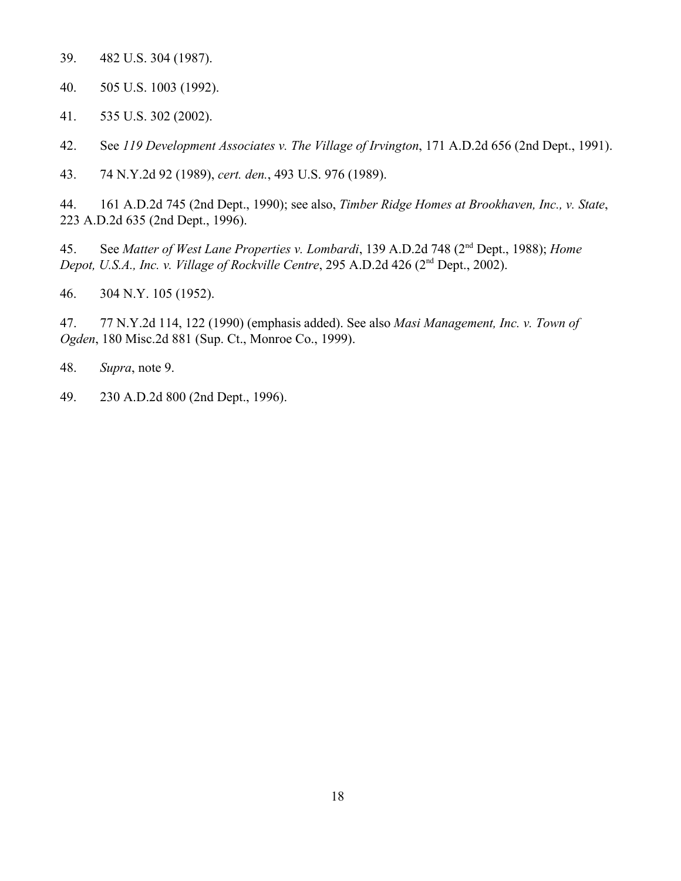39. 482 U.S. 304 (1987).

40. 505 U.S. 1003 (1992).

41. 535 U.S. 302 (2002).

42. See *119 Development Associates v. The Village of Irvington*, 171 A.D.2d 656 (2nd Dept., 1991).

43. 74 N.Y.2d 92 (1989), *cert. den.*, 493 U.S. 976 (1989).

44. 161 A.D.2d 745 (2nd Dept., 1990); see also, *Timber Ridge Homes at Brookhaven, Inc., v. State*, 223 A.D.2d 635 (2nd Dept., 1996).

45. See *Matter of West Lane Properties v. Lombardi*, 139 A.D.2d 748 (2nd Dept., 1988); *Home Depot, U.S.A., Inc. v. Village of Rockville Centre*, 295 A.D.2d 426 (2nd Dept., 2002).

46. 304 N.Y. 105 (1952).

47. 77 N.Y.2d 114, 122 (1990) (emphasis added). See also *Masi Management, Inc. v. Town of Ogden*, 180 Misc.2d 881 (Sup. Ct., Monroe Co., 1999).

48. *Supra*, note 9.

49. 230 A.D.2d 800 (2nd Dept., 1996).